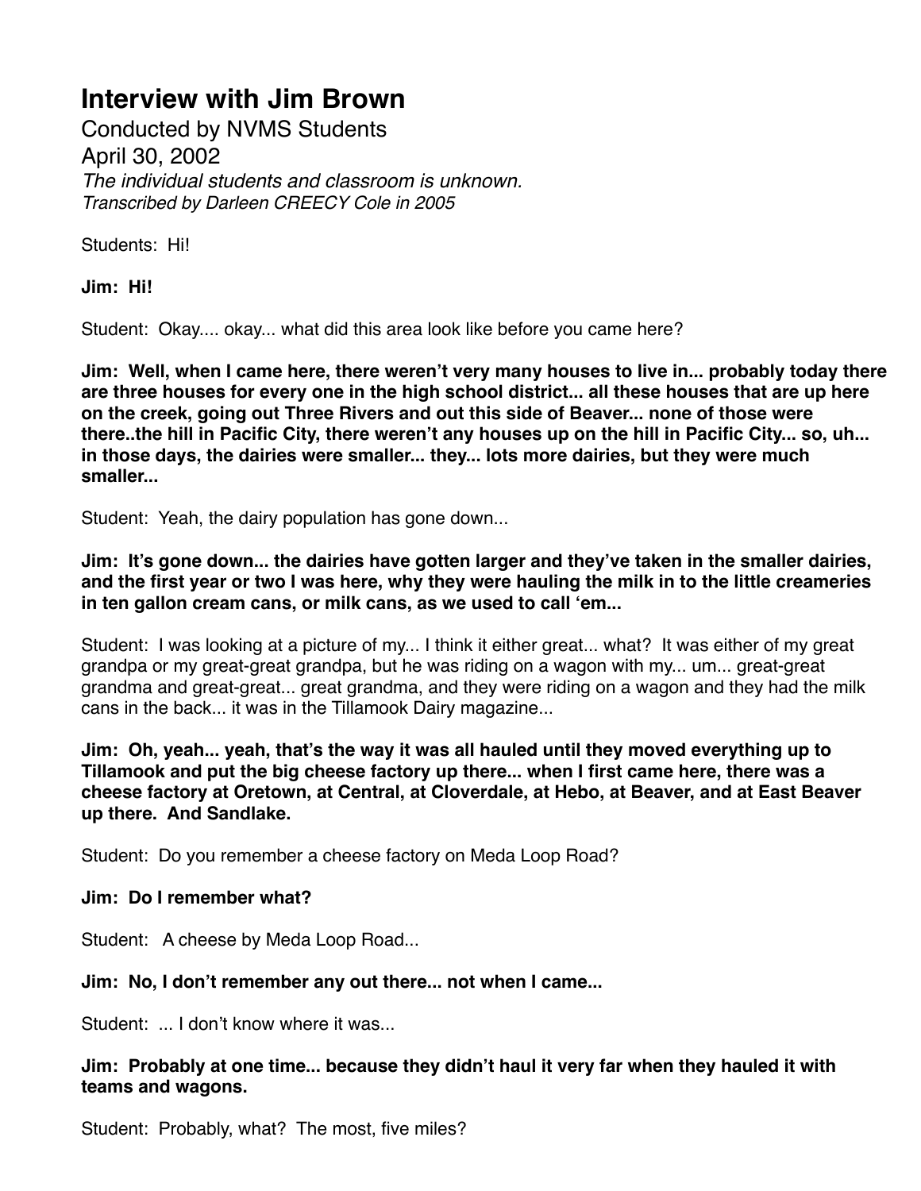# Interview with Jim Brown

Conducted by NVMS Students
April 30, 2002
*The individual students and classroom is unknown.*
*Transcribed by Darleen CREECY Cole in 2005*

Students: Hi!

**Jim: Hi!**

Student: Okay.... okay... what did this area look like before you came here?

**Jim: Well, when I came here, there weren't very many houses to live in... probably today there are three houses for every one in the high school district... all these houses that are up here on the creek, going out Three Rivers and out this side of Beaver... none of those were there..the hill in Pacific City, there weren't any houses up on the hill in Pacific City... so, uh... in those days, the dairies were smaller... they... lots more dairies, but they were much smaller...**

Student: Yeah, the dairy population has gone down...

**Jim: It's gone down... the dairies have gotten larger and they've taken in the smaller dairies, and the first year or two I was here, why they were hauling the milk in to the little creameries in ten gallon cream cans, or milk cans, as we used to call 'em...**

Student: I was looking at a picture of my... I think it either great... what? It was either of my great grandpa or my great-great grandpa, but he was riding on a wagon with my... um... great-great grandma and great-great... great grandma, and they were riding on a wagon and they had the milk cans in the back... it was in the Tillamook Dairy magazine...

**Jim: Oh, yeah... yeah, that's the way it was all hauled until they moved everything up to Tillamook and put the big cheese factory up there... when I first came here, there was a cheese factory at Oretown, at Central, at Cloverdale, at Hebo, at Beaver, and at East Beaver up there. And Sandlake.**

Student: Do you remember a cheese factory on Meda Loop Road?

**Jim: Do I remember what?**

Student: A cheese by Meda Loop Road...

**Jim: No, I don't remember any out there... not when I came...**

Student: ... I don't know where it was...

**Jim: Probably at one time... because they didn't haul it very far when they hauled it with teams and wagons.**

Student: Probably, what? The most, five miles?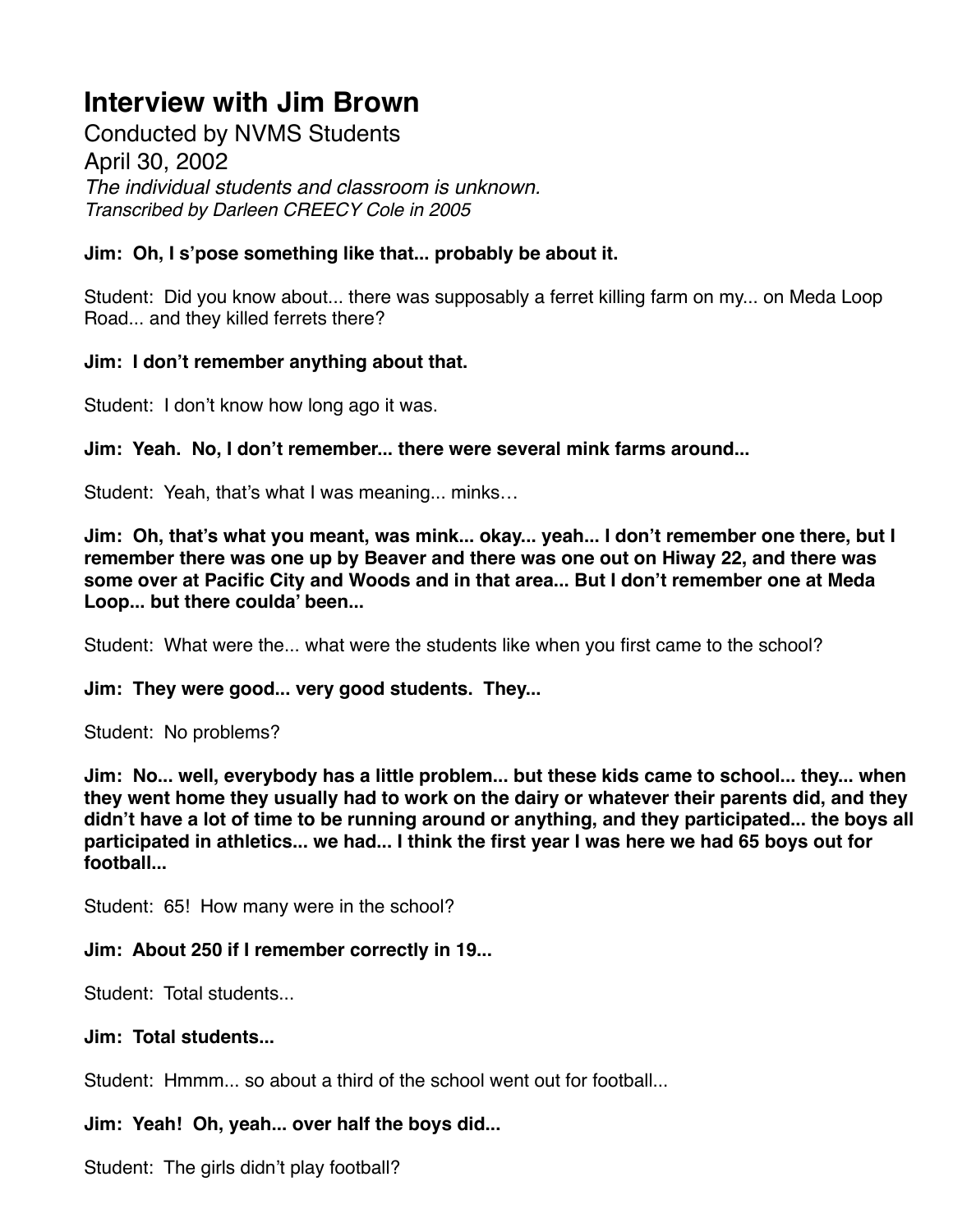# Interview with Jim Brown

Conducted by NVMS Students

April 30, 2002

*The individual students and classroom is unknown.*

*Transcribed by Darleen CREECY Cole in 2005*

**Jim: Oh, I s'pose something like that... probably be about it.**

Student: Did you know about... there was supposably a ferret killing farm on my... on Meda Loop Road... and they killed ferrets there?

**Jim: I don't remember anything about that.**

Student: I don't know how long ago it was.

**Jim: Yeah. No, I don't remember... there were several mink farms around...**

Student: Yeah, that's what I was meaning... minks…

**Jim: Oh, that's what you meant, was mink... okay... yeah... I don't remember one there, but I remember there was one up by Beaver and there was one out on Hiway 22, and there was some over at Pacific City and Woods and in that area... But I don't remember one at Meda Loop... but there coulda' been...**

Student: What were the... what were the students like when you first came to the school?

**Jim: They were good... very good students. They...**

Student: No problems?

**Jim: No... well, everybody has a little problem... but these kids came to school... they... when they went home they usually had to work on the dairy or whatever their parents did, and they didn't have a lot of time to be running around or anything, and they participated... the boys all participated in athletics... we had... I think the first year I was here we had 65 boys out for football...**

Student: 65! How many were in the school?

**Jim: About 250 if I remember correctly in 19...**

Student: Total students...

**Jim: Total students...**

Student: Hmmm... so about a third of the school went out for football...

**Jim: Yeah! Oh, yeah... over half the boys did...**

Student: The girls didn't play football?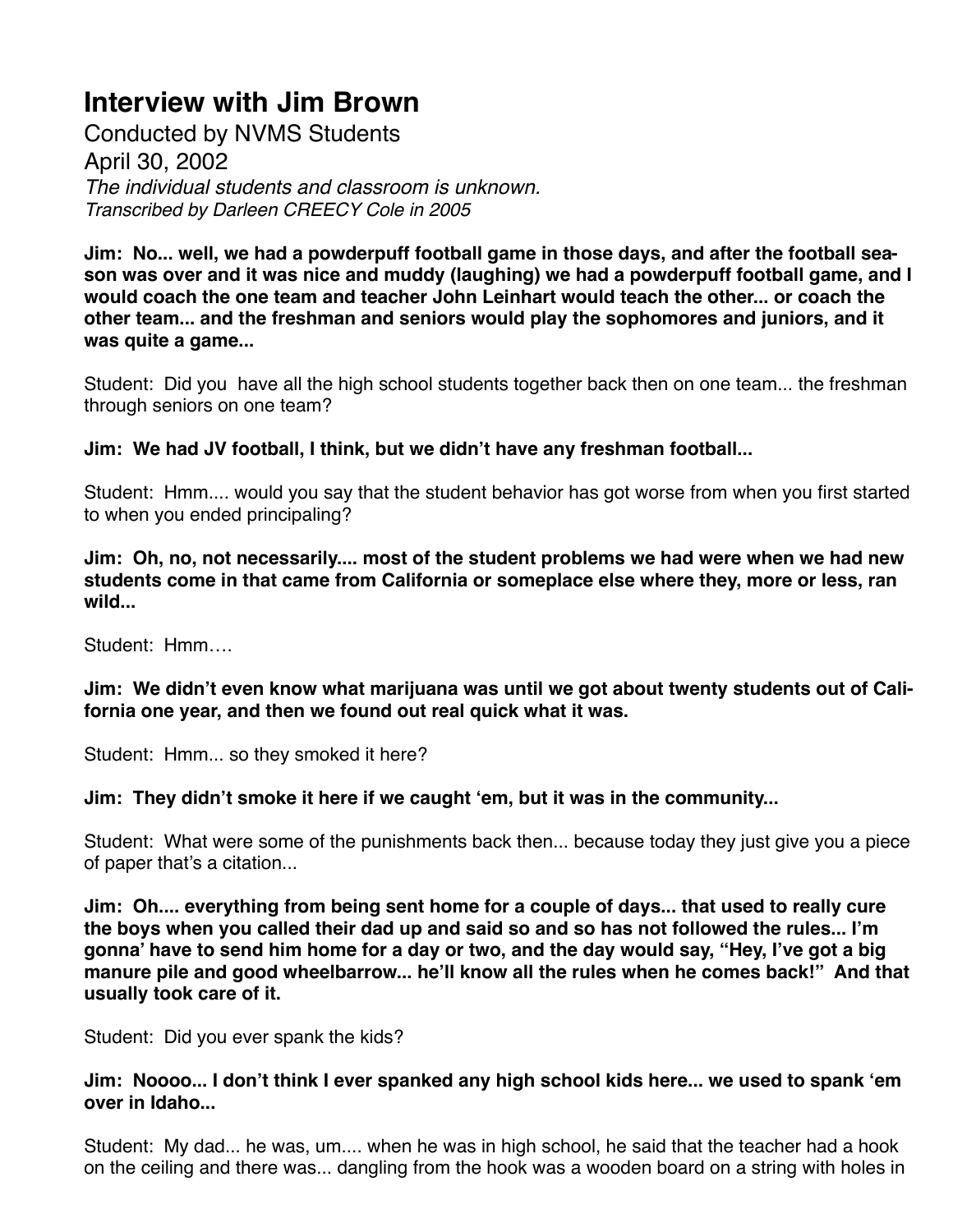# Interview with Jim Brown

Conducted by NVMS Students
April 30, 2002
*The individual students and classroom is unknown.*
*Transcribed by Darleen CREECY Cole in 2005*

**Jim: No... well, we had a powderpuff football game in those days, and after the football season was over and it was nice and muddy (laughing) we had a powderpuff football game, and I would coach the one team and teacher John Leinhart would teach the other... or coach the other team... and the freshman and seniors would play the sophomores and juniors, and it was quite a game...**

Student: Did you have all the high school students together back then on one team... the freshman through seniors on one team?

**Jim: We had JV football, I think, but we didn't have any freshman football...**

Student: Hmm.... would you say that the student behavior has got worse from when you first started to when you ended principaling?

**Jim: Oh, no, not necessarily.... most of the student problems we had were when we had new students come in that came from California or someplace else where they, more or less, ran wild...**

Student: Hmm….

**Jim: We didn't even know what marijuana was until we got about twenty students out of California one year, and then we found out real quick what it was.**

Student: Hmm... so they smoked it here?

**Jim: They didn't smoke it here if we caught 'em, but it was in the community...**

Student: What were some of the punishments back then... because today they just give you a piece of paper that's a citation...

**Jim: Oh.... everything from being sent home for a couple of days... that used to really cure the boys when you called their dad up and said so and so has not followed the rules... I'm gonna' have to send him home for a day or two, and the day would say, "Hey, I've got a big manure pile and good wheelbarrow... he'll know all the rules when he comes back!" And that usually took care of it.**

Student: Did you ever spank the kids?

**Jim: Noooo... I don't think I ever spanked any high school kids here... we used to spank 'em over in Idaho...**

Student: My dad... he was, um.... when he was in high school, he said that the teacher had a hook on the ceiling and there was... dangling from the hook was a wooden board on a string with holes in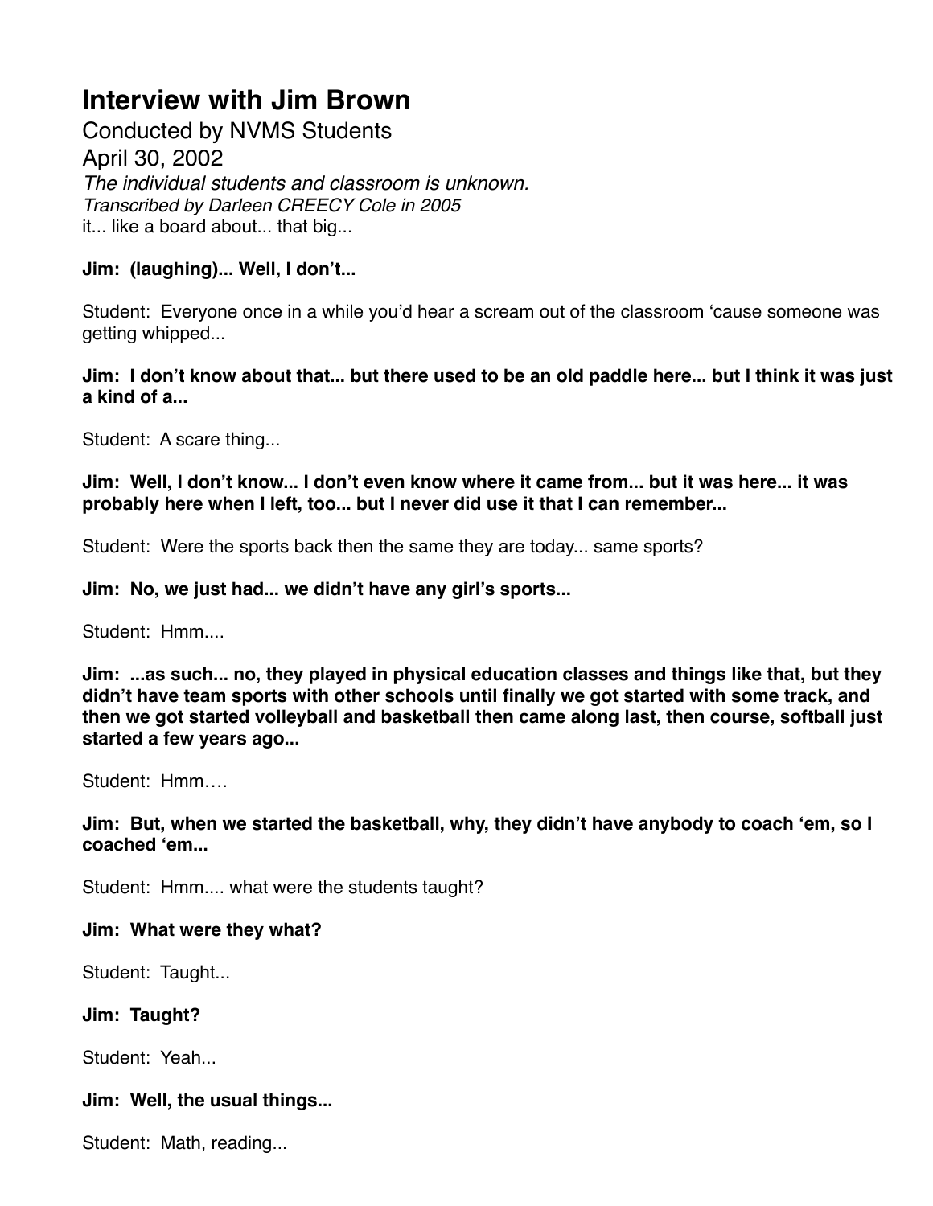# Interview with Jim Brown

Conducted by NVMS Students

April 30, 2002

*The individual students and classroom is unknown.*

*Transcribed by Darleen CREECY Cole in 2005*

it... like a board about... that big...

**Jim: (laughing)... Well, I don't...**

Student: Everyone once in a while you'd hear a scream out of the classroom 'cause someone was getting whipped...

**Jim: I don't know about that... but there used to be an old paddle here... but I think it was just a kind of a...**

Student: A scare thing...

**Jim: Well, I don't know... I don't even know where it came from... but it was here... it was probably here when I left, too... but I never did use it that I can remember...**

Student: Were the sports back then the same they are today... same sports?

**Jim: No, we just had... we didn't have any girl's sports...**

Student: Hmm....

**Jim: ...as such... no, they played in physical education classes and things like that, but they didn't have team sports with other schools until finally we got started with some track, and then we got started volleyball and basketball then came along last, then course, softball just started a few years ago...**

Student: Hmm….

**Jim: But, when we started the basketball, why, they didn't have anybody to coach 'em, so I coached 'em...**

Student: Hmm.... what were the students taught?

**Jim: What were they what?**

Student: Taught...

**Jim: Taught?**

Student: Yeah...

**Jim: Well, the usual things...**

Student: Math, reading...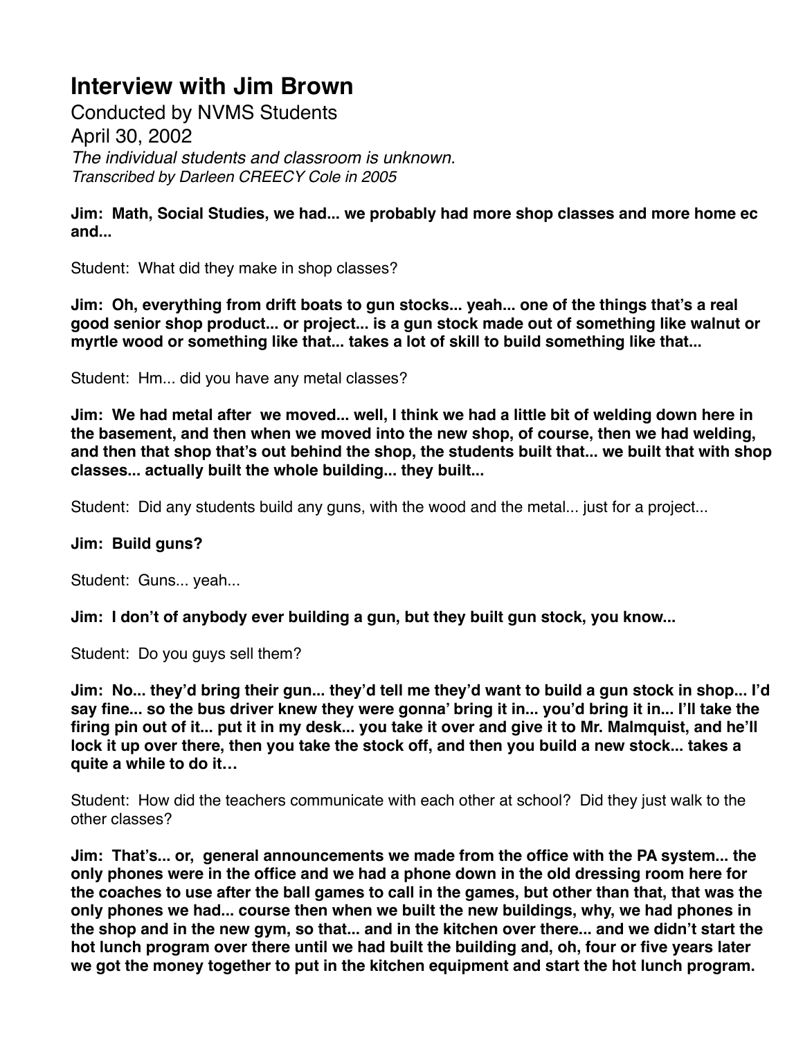# Interview with Jim Brown

Conducted by NVMS Students
April 30, 2002
*The individual students and classroom is unknown.*
*Transcribed by Darleen CREECY Cole in 2005*

**Jim: Math, Social Studies, we had... we probably had more shop classes and more home ec and...**

Student: What did they make in shop classes?

**Jim: Oh, everything from drift boats to gun stocks... yeah... one of the things that's a real good senior shop product... or project... is a gun stock made out of something like walnut or myrtle wood or something like that... takes a lot of skill to build something like that...**

Student: Hm... did you have any metal classes?

**Jim: We had metal after we moved... well, I think we had a little bit of welding down here in the basement, and then when we moved into the new shop, of course, then we had welding, and then that shop that's out behind the shop, the students built that... we built that with shop classes... actually built the whole building... they built...**

Student: Did any students build any guns, with the wood and the metal... just for a project...

**Jim: Build guns?**

Student: Guns... yeah...

**Jim: I don't of anybody ever building a gun, but they built gun stock, you know...**

Student: Do you guys sell them?

**Jim: No... they'd bring their gun... they'd tell me they'd want to build a gun stock in shop... I'd say fine... so the bus driver knew they were gonna' bring it in... you'd bring it in... I'll take the firing pin out of it... put it in my desk... you take it over and give it to Mr. Malmquist, and he'll lock it up over there, then you take the stock off, and then you build a new stock... takes a quite a while to do it…**

Student: How did the teachers communicate with each other at school? Did they just walk to the other classes?

**Jim: That's... or, general announcements we made from the office with the PA system... the only phones were in the office and we had a phone down in the old dressing room here for the coaches to use after the ball games to call in the games, but other than that, that was the only phones we had... course then when we built the new buildings, why, we had phones in the shop and in the new gym, so that... and in the kitchen over there... and we didn't start the hot lunch program over there until we had built the building and, oh, four or five years later we got the money together to put in the kitchen equipment and start the hot lunch program.**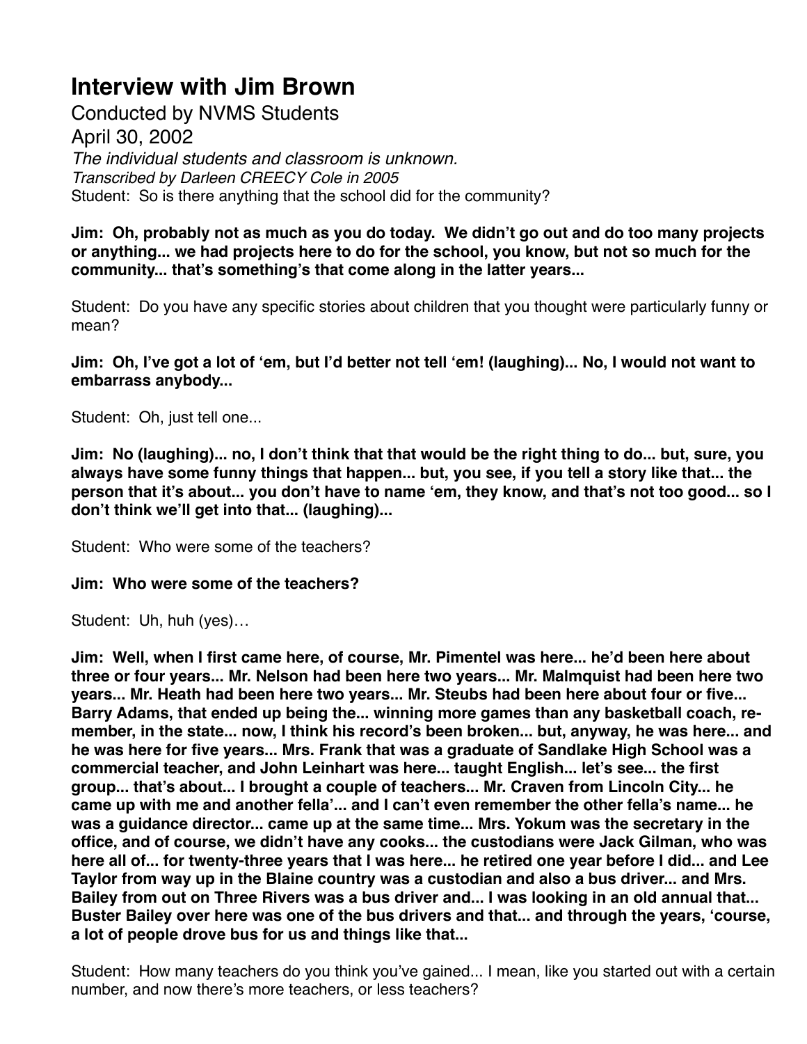# Interview with Jim Brown

Conducted by NVMS Students

April 30, 2002

*The individual students and classroom is unknown.*

*Transcribed by Darleen CREECY Cole in 2005*

Student: So is there anything that the school did for the community?

**Jim: Oh, probably not as much as you do today. We didn't go out and do too many projects or anything... we had projects here to do for the school, you know, but not so much for the community... that's something's that come along in the latter years...**

Student: Do you have any specific stories about children that you thought were particularly funny or mean?

**Jim: Oh, I've got a lot of 'em, but I'd better not tell 'em! (laughing)... No, I would not want to embarrass anybody...**

Student: Oh, just tell one...

**Jim: No (laughing)... no, I don't think that that would be the right thing to do... but, sure, you always have some funny things that happen... but, you see, if you tell a story like that... the person that it's about... you don't have to name 'em, they know, and that's not too good... so I don't think we'll get into that... (laughing)...**

Student: Who were some of the teachers?

**Jim: Who were some of the teachers?**

Student: Uh, huh (yes)…

**Jim: Well, when I first came here, of course, Mr. Pimentel was here... he'd been here about three or four years... Mr. Nelson had been here two years... Mr. Malmquist had been here two years... Mr. Heath had been here two years... Mr. Steubs had been here about four or five... Barry Adams, that ended up being the... winning more games than any basketball coach, remember, in the state... now, I think his record's been broken... but, anyway, he was here... and he was here for five years... Mrs. Frank that was a graduate of Sandlake High School was a commercial teacher, and John Leinhart was here... taught English... let's see... the first group... that's about... I brought a couple of teachers... Mr. Craven from Lincoln City... he came up with me and another fella'... and I can't even remember the other fella's name... he was a guidance director... came up at the same time... Mrs. Yokum was the secretary in the office, and of course, we didn't have any cooks... the custodians were Jack Gilman, who was here all of... for twenty-three years that I was here... he retired one year before I did... and Lee Taylor from way up in the Blaine country was a custodian and also a bus driver... and Mrs. Bailey from out on Three Rivers was a bus driver and... I was looking in an old annual that... Buster Bailey over here was one of the bus drivers and that... and through the years, 'course, a lot of people drove bus for us and things like that...**

Student: How many teachers do you think you've gained... I mean, like you started out with a certain number, and now there's more teachers, or less teachers?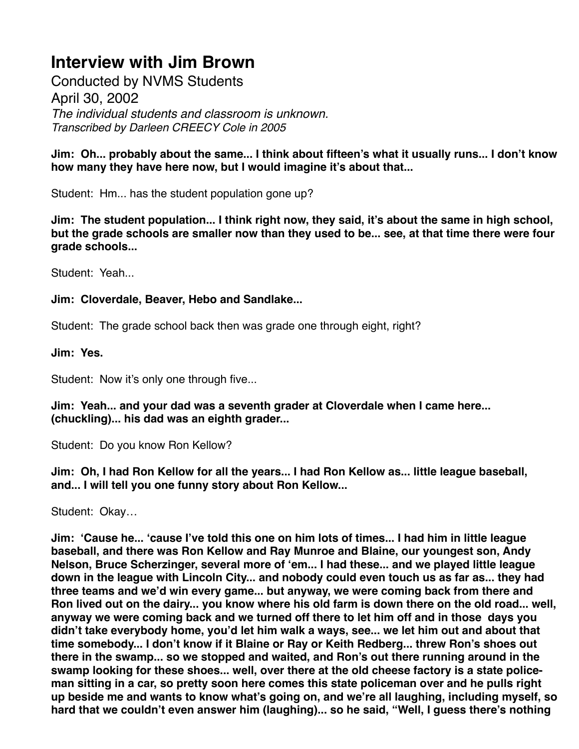# Interview with Jim Brown

Conducted by NVMS Students

April 30, 2002

*The individual students and classroom is unknown.*

*Transcribed by Darleen CREECY Cole in 2005*

**Jim: Oh... probably about the same... I think about fifteen's what it usually runs... I don't know how many they have here now, but I would imagine it's about that...**

Student: Hm... has the student population gone up?

**Jim: The student population... I think right now, they said, it's about the same in high school, but the grade schools are smaller now than they used to be... see, at that time there were four grade schools...**

Student: Yeah...

**Jim: Cloverdale, Beaver, Hebo and Sandlake...**

Student: The grade school back then was grade one through eight, right?

**Jim: Yes.**

Student: Now it's only one through five...

**Jim: Yeah... and your dad was a seventh grader at Cloverdale when I came here... (chuckling)... his dad was an eighth grader...**

Student: Do you know Ron Kellow?

**Jim: Oh, I had Ron Kellow for all the years... I had Ron Kellow as... little league baseball, and... I will tell you one funny story about Ron Kellow...**

Student: Okay…

**Jim: 'Cause he... 'cause I've told this one on him lots of times... I had him in little league baseball, and there was Ron Kellow and Ray Munroe and Blaine, our youngest son, Andy Nelson, Bruce Scherzinger, several more of 'em... I had these... and we played little league down in the league with Lincoln City... and nobody could even touch us as far as... they had three teams and we'd win every game... but anyway, we were coming back from there and Ron lived out on the dairy... you know where his old farm is down there on the old road... well, anyway we were coming back and we turned off there to let him off and in those days you didn't take everybody home, you'd let him walk a ways, see... we let him out and about that time somebody... I don't know if it Blaine or Ray or Keith Redberg... threw Ron's shoes out there in the swamp... so we stopped and waited, and Ron's out there running around in the swamp looking for these shoes... well, over there at the old cheese factory is a state police-man sitting in a car, so pretty soon here comes this state policeman over and he pulls right up beside me and wants to know what's going on, and we're all laughing, including myself, so hard that we couldn't even answer him (laughing)... so he said, "Well, I guess there's nothing**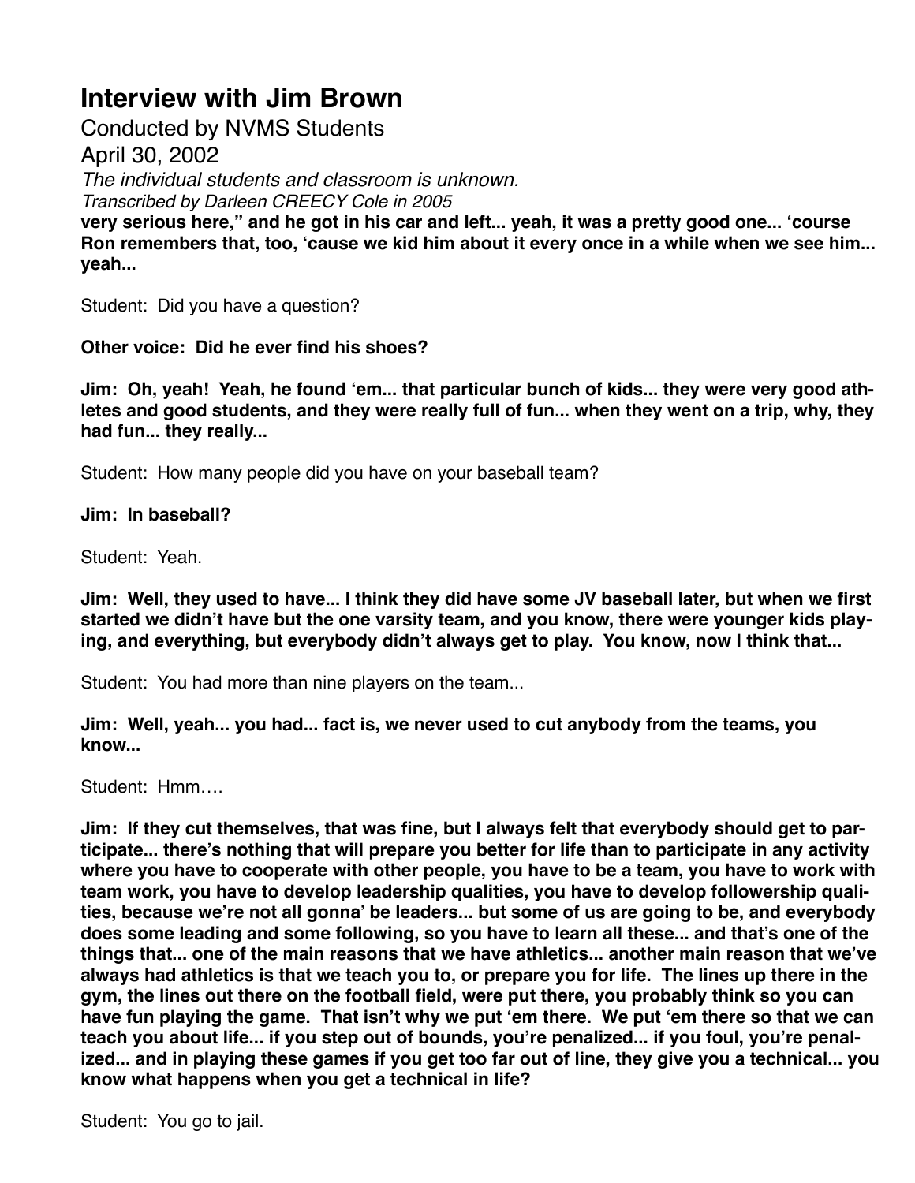# Interview with Jim Brown

Conducted by NVMS Students

April 30, 2002

*The individual students and classroom is unknown.*

*Transcribed by Darleen CREECY Cole in 2005*

**very serious here," and he got in his car and left... yeah, it was a pretty good one... 'course Ron remembers that, too, 'cause we kid him about it every once in a while when we see him... yeah...**

Student: Did you have a question?

**Other voice: Did he ever find his shoes?**

**Jim: Oh, yeah! Yeah, he found 'em... that particular bunch of kids... they were very good athletes and good students, and they were really full of fun... when they went on a trip, why, they had fun... they really...**

Student: How many people did you have on your baseball team?

**Jim: In baseball?**

Student: Yeah.

**Jim: Well, they used to have... I think they did have some JV baseball later, but when we first started we didn't have but the one varsity team, and you know, there were younger kids playing, and everything, but everybody didn't always get to play. You know, now I think that...**

Student: You had more than nine players on the team...

**Jim: Well, yeah... you had... fact is, we never used to cut anybody from the teams, you know...**

Student: Hmm….

**Jim: If they cut themselves, that was fine, but I always felt that everybody should get to participate... there's nothing that will prepare you better for life than to participate in any activity where you have to cooperate with other people, you have to be a team, you have to work with team work, you have to develop leadership qualities, you have to develop followership qualities, because we're not all gonna' be leaders... but some of us are going to be, and everybody does some leading and some following, so you have to learn all these... and that's one of the things that... one of the main reasons that we have athletics... another main reason that we've always had athletics is that we teach you to, or prepare you for life. The lines up there in the gym, the lines out there on the football field, were put there, you probably think so you can have fun playing the game. That isn't why we put 'em there. We put 'em there so that we can teach you about life... if you step out of bounds, you're penalized... if you foul, you're penalized... and in playing these games if you get too far out of line, they give you a technical... you know what happens when you get a technical in life?**

Student: You go to jail.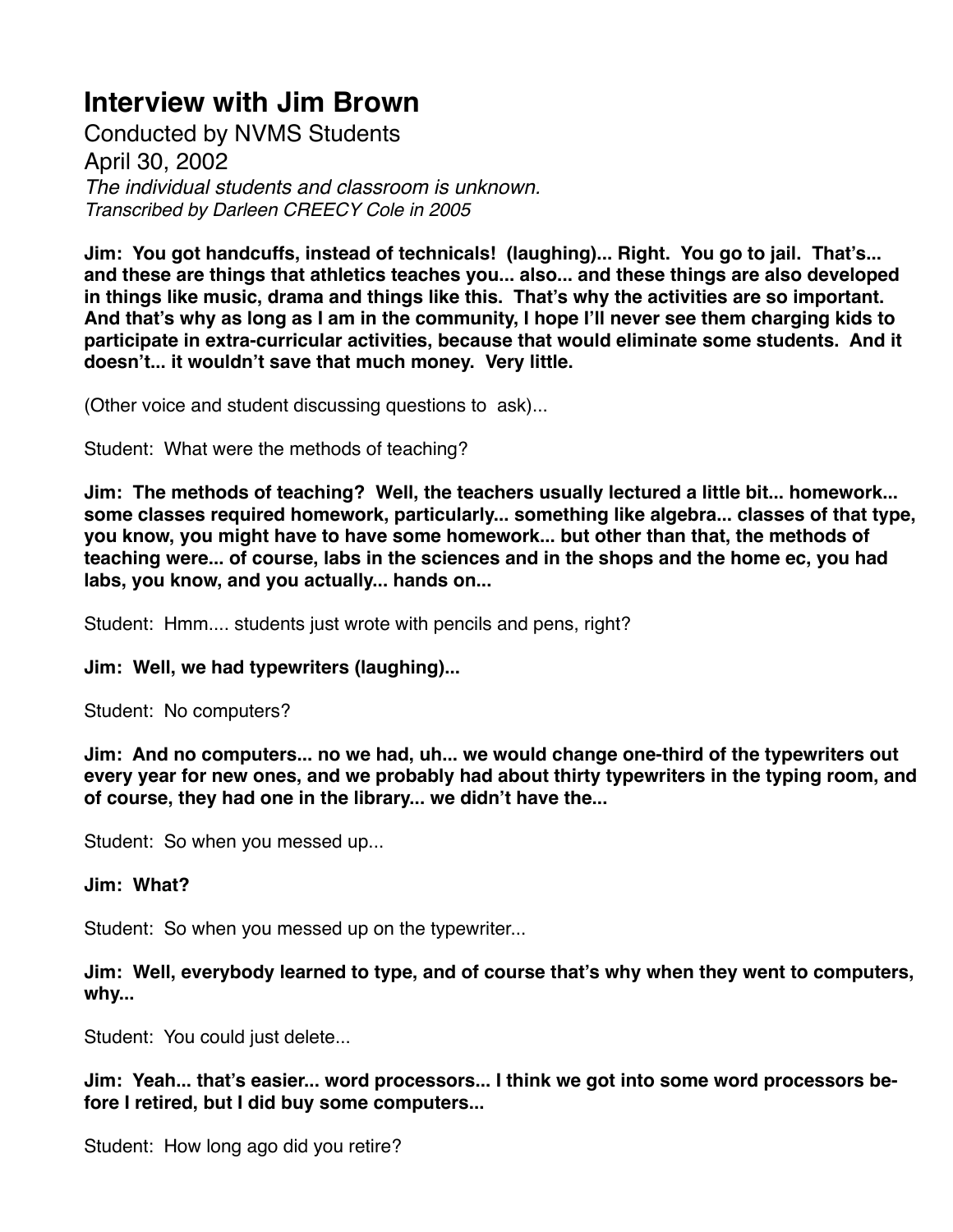# Interview with Jim Brown

Conducted by NVMS Students
April 30, 2002
*The individual students and classroom is unknown.*
*Transcribed by Darleen CREECY Cole in 2005*

**Jim: You got handcuffs, instead of technicals! (laughing)... Right. You go to jail. That's... and these are things that athletics teaches you... also... and these things are also developed in things like music, drama and things like this. That's why the activities are so important. And that's why as long as I am in the community, I hope I'll never see them charging kids to participate in extra-curricular activities, because that would eliminate some students. And it doesn't... it wouldn't save that much money. Very little.**

(Other voice and student discussing questions to ask)...

Student: What were the methods of teaching?

**Jim: The methods of teaching? Well, the teachers usually lectured a little bit... homework... some classes required homework, particularly... something like algebra... classes of that type, you know, you might have to have some homework... but other than that, the methods of teaching were... of course, labs in the sciences and in the shops and the home ec, you had labs, you know, and you actually... hands on...**

Student: Hmm.... students just wrote with pencils and pens, right?

**Jim: Well, we had typewriters (laughing)...**

Student: No computers?

**Jim: And no computers... no we had, uh... we would change one-third of the typewriters out every year for new ones, and we probably had about thirty typewriters in the typing room, and of course, they had one in the library... we didn't have the...**

Student: So when you messed up...

**Jim: What?**

Student: So when you messed up on the typewriter...

**Jim: Well, everybody learned to type, and of course that's why when they went to computers, why...**

Student: You could just delete...

**Jim: Yeah... that's easier... word processors... I think we got into some word processors before I retired, but I did buy some computers...**

Student: How long ago did you retire?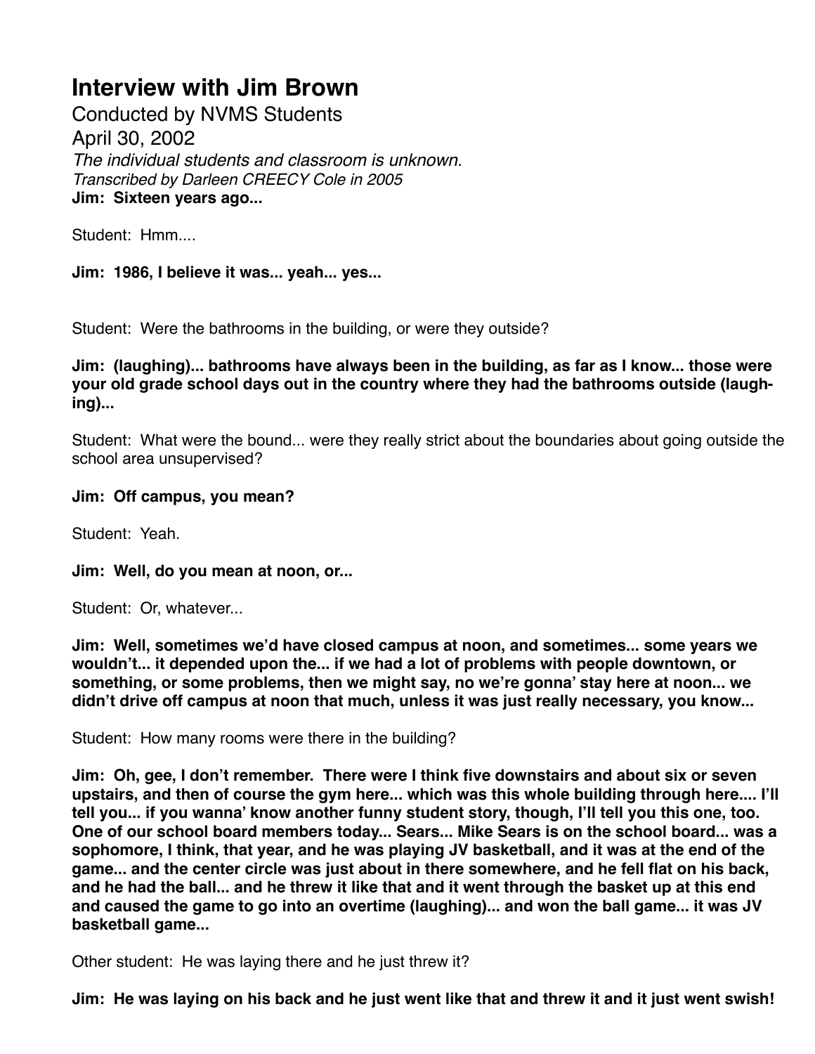# Interview with Jim Brown

Conducted by NVMS Students

April 30, 2002

*The individual students and classroom is unknown.*

*Transcribed by Darleen CREECY Cole in 2005*

**Jim: Sixteen years ago...**

Student: Hmm....

**Jim: 1986, I believe it was... yeah... yes...**

Student: Were the bathrooms in the building, or were they outside?

**Jim: (laughing)... bathrooms have always been in the building, as far as I know... those were your old grade school days out in the country where they had the bathrooms outside (laughing)...**

Student: What were the bound... were they really strict about the boundaries about going outside the school area unsupervised?

**Jim: Off campus, you mean?**

Student: Yeah.

**Jim: Well, do you mean at noon, or...**

Student: Or, whatever...

**Jim: Well, sometimes we'd have closed campus at noon, and sometimes... some years we wouldn't... it depended upon the... if we had a lot of problems with people downtown, or something, or some problems, then we might say, no we're gonna' stay here at noon... we didn't drive off campus at noon that much, unless it was just really necessary, you know...**

Student: How many rooms were there in the building?

**Jim: Oh, gee, I don't remember. There were I think five downstairs and about six or seven upstairs, and then of course the gym here... which was this whole building through here.... I'll tell you... if you wanna' know another funny student story, though, I'll tell you this one, too. One of our school board members today... Sears... Mike Sears is on the school board... was a sophomore, I think, that year, and he was playing JV basketball, and it was at the end of the game... and the center circle was just about in there somewhere, and he fell flat on his back, and he had the ball... and he threw it like that and it went through the basket up at this end and caused the game to go into an overtime (laughing)... and won the ball game... it was JV basketball game...**

Other student: He was laying there and he just threw it?

**Jim: He was laying on his back and he just went like that and threw it and it just went swish!**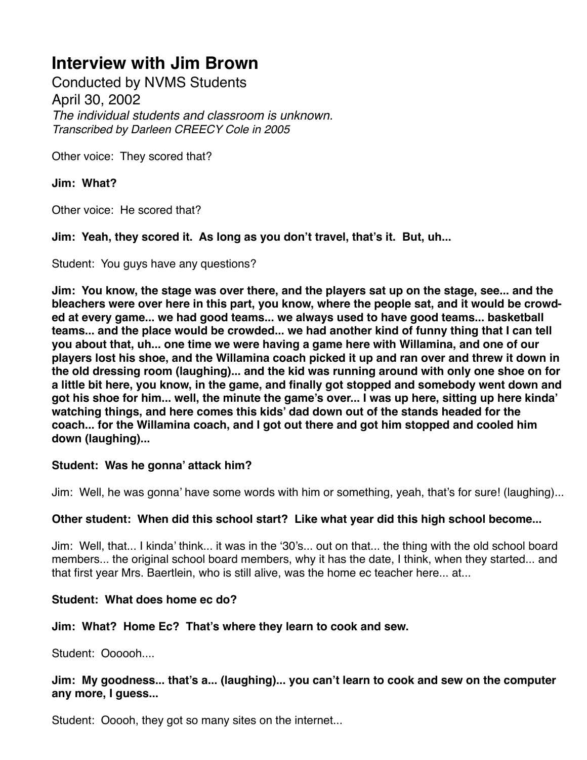# Interview with Jim Brown

Conducted by NVMS Students
April 30, 2002
*The individual students and classroom is unknown.*
*Transcribed by Darleen CREECY Cole in 2005*

Other voice: They scored that?

**Jim: What?**

Other voice: He scored that?

**Jim: Yeah, they scored it. As long as you don't travel, that's it. But, uh...**

Student: You guys have any questions?

**Jim: You know, the stage was over there, and the players sat up on the stage, see... and the bleachers were over here in this part, you know, where the people sat, and it would be crowded at every game... we had good teams... we always used to have good teams... basketball teams... and the place would be crowded... we had another kind of funny thing that I can tell you about that, uh... one time we were having a game here with Willamina, and one of our players lost his shoe, and the Willamina coach picked it up and ran over and threw it down in the old dressing room (laughing)... and the kid was running around with only one shoe on for a little bit here, you know, in the game, and finally got stopped and somebody went down and got his shoe for him... well, the minute the game's over... I was up here, sitting up here kinda' watching things, and here comes this kids' dad down out of the stands headed for the coach... for the Willamina coach, and I got out there and got him stopped and cooled him down (laughing)...**

**Student: Was he gonna' attack him?**

Jim: Well, he was gonna' have some words with him or something, yeah, that's for sure! (laughing)...

**Other student: When did this school start? Like what year did this high school become...**

Jim: Well, that... I kinda' think... it was in the '30's... out on that... the thing with the old school board members... the original school board members, why it has the date, I think, when they started... and that first year Mrs. Baertlein, who is still alive, was the home ec teacher here... at...

**Student: What does home ec do?**

**Jim: What? Home Ec? That's where they learn to cook and sew.**

Student: Oooooh....

**Jim: My goodness... that's a... (laughing)... you can't learn to cook and sew on the computer any more, I guess...**

Student: Ooooh, they got so many sites on the internet...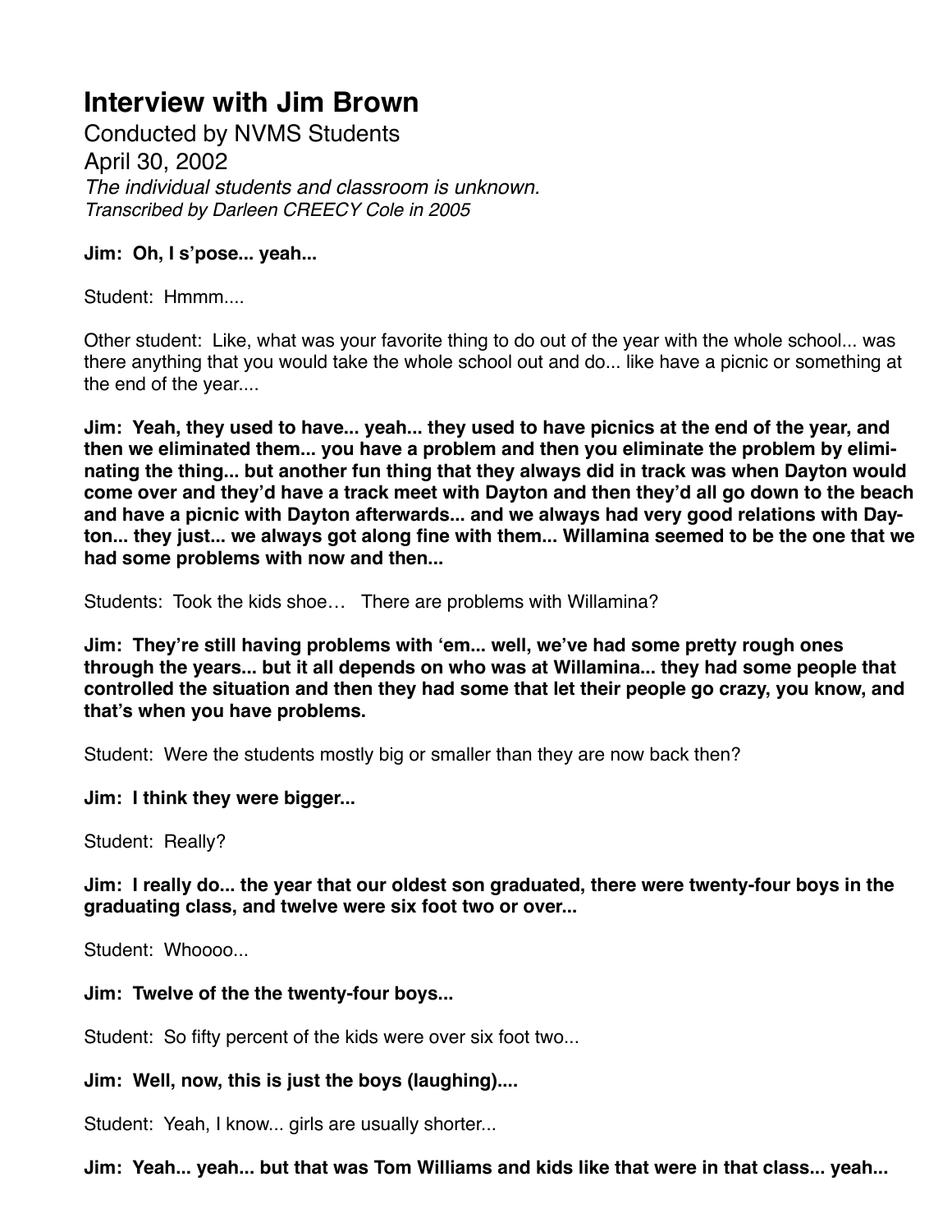# Interview with Jim Brown

Conducted by NVMS Students
April 30, 2002
*The individual students and classroom is unknown.*
*Transcribed by Darleen CREECY Cole in 2005*

**Jim: Oh, I s'pose... yeah...**

Student: Hmmm....

Other student: Like, what was your favorite thing to do out of the year with the whole school... was there anything that you would take the whole school out and do... like have a picnic or something at the end of the year....

**Jim: Yeah, they used to have... yeah... they used to have picnics at the end of the year, and then we eliminated them... you have a problem and then you eliminate the problem by eliminating the thing... but another fun thing that they always did in track was when Dayton would come over and they'd have a track meet with Dayton and then they'd all go down to the beach and have a picnic with Dayton afterwards... and we always had very good relations with Dayton... they just... we always got along fine with them... Willamina seemed to be the one that we had some problems with now and then...**

Students: Took the kids shoe… There are problems with Willamina?

**Jim: They're still having problems with 'em... well, we've had some pretty rough ones through the years... but it all depends on who was at Willamina... they had some people that controlled the situation and then they had some that let their people go crazy, you know, and that's when you have problems.**

Student: Were the students mostly big or smaller than they are now back then?

**Jim: I think they were bigger...**

Student: Really?

**Jim: I really do... the year that our oldest son graduated, there were twenty-four boys in the graduating class, and twelve were six foot two or over...**

Student: Whoooo...

**Jim: Twelve of the the twenty-four boys...**

Student: So fifty percent of the kids were over six foot two...

**Jim: Well, now, this is just the boys (laughing)....**

Student: Yeah, I know... girls are usually shorter...

**Jim: Yeah... yeah... but that was Tom Williams and kids like that were in that class... yeah...**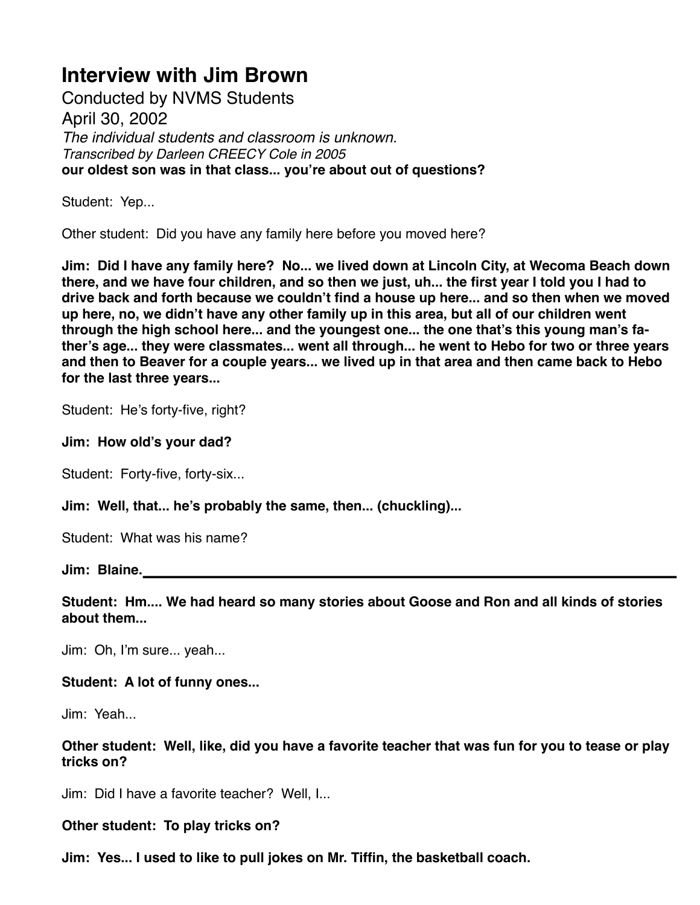# Interview with Jim Brown

Conducted by NVMS Students
April 30, 2002
*The individual students and classroom is unknown.*
*Transcribed by Darleen CREECY Cole in 2005*

**our oldest son was in that class... you're about out of questions?**

Student: Yep...

Other student: Did you have any family here before you moved here?

**Jim: Did I have any family here? No... we lived down at Lincoln City, at Wecoma Beach down there, and we have four children, and so then we just, uh... the first year I told you I had to drive back and forth because we couldn't find a house up here... and so then when we moved up here, no, we didn't have any other family up in this area, but all of our children went through the high school here... and the youngest one... the one that's this young man's father's age... they were classmates... went all through... he went to Hebo for two or three years and then to Beaver for a couple years... we lived up in that area and then came back to Hebo for the last three years...**

Student: He's forty-five, right?

**Jim: How old's your dad?**

Student: Forty-five, forty-six...

**Jim: Well, that... he's probably the same, then... (chuckling)...**

Student: What was his name?

**Jim: Blaine.**

---

**Student: Hm.... We had heard so many stories about Goose and Ron and all kinds of stories about them...**

Jim: Oh, I'm sure... yeah...

**Student: A lot of funny ones...**

Jim: Yeah...

**Other student: Well, like, did you have a favorite teacher that was fun for you to tease or play tricks on?**

Jim: Did I have a favorite teacher? Well, I...

**Other student: To play tricks on?**

**Jim: Yes... I used to like to pull jokes on Mr. Tiffin, the basketball coach.**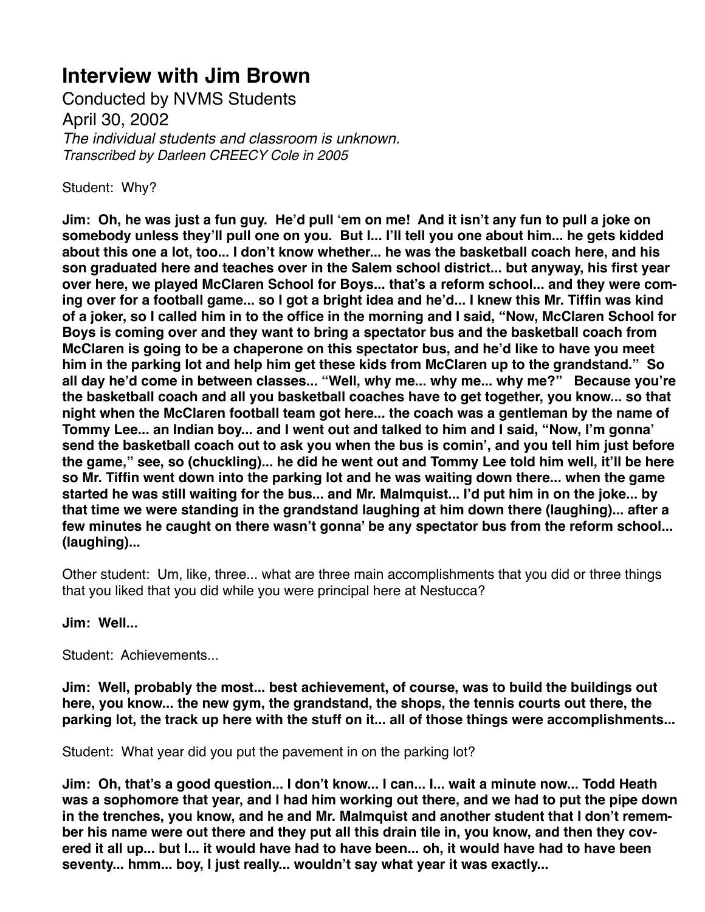# Interview with Jim Brown

Conducted by NVMS Students
April 30, 2002
*The individual students and classroom is unknown.*
*Transcribed by Darleen CREECY Cole in 2005*

Student: Why?

**Jim: Oh, he was just a fun guy. He'd pull 'em on me! And it isn't any fun to pull a joke on somebody unless they'll pull one on you. But I... I'll tell you one about him... he gets kidded about this one a lot, too... I don't know whether... he was the basketball coach here, and his son graduated here and teaches over in the Salem school district... but anyway, his first year over here, we played McClaren School for Boys... that's a reform school... and they were coming over for a football game... so I got a bright idea and he'd... I knew this Mr. Tiffin was kind of a joker, so I called him in to the office in the morning and I said, "Now, McClaren School for Boys is coming over and they want to bring a spectator bus and the basketball coach from McClaren is going to be a chaperone on this spectator bus, and he'd like to have you meet him in the parking lot and help him get these kids from McClaren up to the grandstand." So all day he'd come in between classes... "Well, why me... why me... why me?" Because you're the basketball coach and all you basketball coaches have to get together, you know... so that night when the McClaren football team got here... the coach was a gentleman by the name of Tommy Lee... an Indian boy... and I went out and talked to him and I said, "Now, I'm gonna' send the basketball coach out to ask you when the bus is comin', and you tell him just before the game," see, so (chuckling)... he did he went out and Tommy Lee told him well, it'll be here so Mr. Tiffin went down into the parking lot and he was waiting down there... when the game started he was still waiting for the bus... and Mr. Malmquist... I'd put him in on the joke... by that time we were standing in the grandstand laughing at him down there (laughing)... after a few minutes he caught on there wasn't gonna' be any spectator bus from the reform school... (laughing)...**

Other student: Um, like, three... what are three main accomplishments that you did or three things that you liked that you did while you were principal here at Nestucca?

**Jim: Well...**

Student: Achievements...

**Jim: Well, probably the most... best achievement, of course, was to build the buildings out here, you know... the new gym, the grandstand, the shops, the tennis courts out there, the parking lot, the track up here with the stuff on it... all of those things were accomplishments...**

Student: What year did you put the pavement in on the parking lot?

**Jim: Oh, that's a good question... I don't know... I can... I... wait a minute now... Todd Heath was a sophomore that year, and I had him working out there, and we had to put the pipe down in the trenches, you know, and he and Mr. Malmquist and another student that I don't remember his name were out there and they put all this drain tile in, you know, and then they covered it all up... but I... it would have had to have been... oh, it would have had to have been seventy... hmm... boy, I just really... wouldn't say what year it was exactly...**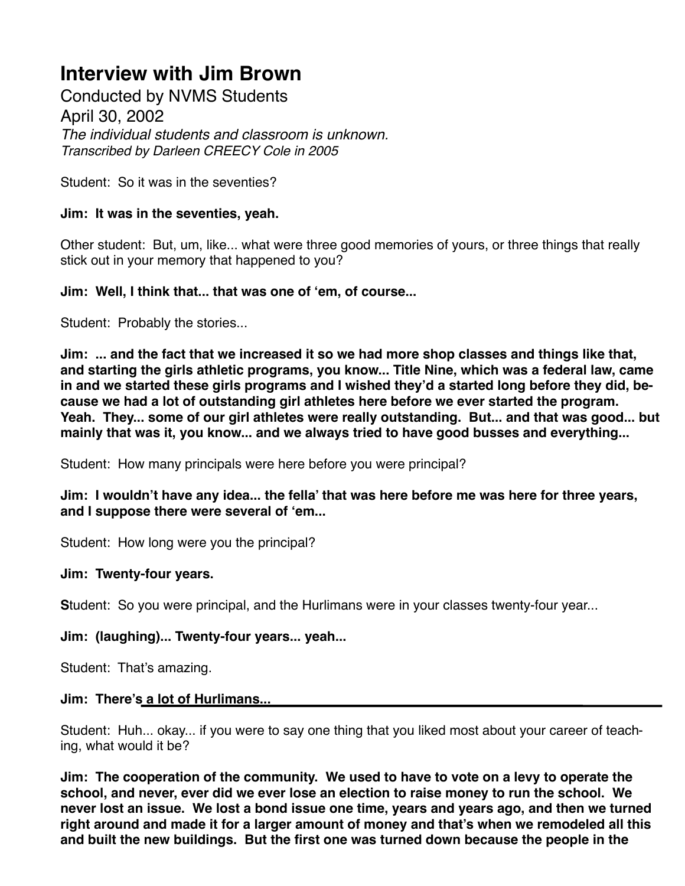# Interview with Jim Brown

Conducted by NVMS Students

April 30, 2002

*The individual students and classroom is unknown.*

*Transcribed by Darleen CREECY Cole in 2005*

Student: So it was in the seventies?

**Jim: It was in the seventies, yeah.**

Other student: But, um, like... what were three good memories of yours, or three things that really stick out in your memory that happened to you?

**Jim: Well, I think that... that was one of 'em, of course...**

Student: Probably the stories...

**Jim: ... and the fact that we increased it so we had more shop classes and things like that, and starting the girls athletic programs, you know... Title Nine, which was a federal law, came in and we started these girls programs and I wished they'd a started long before they did, because we had a lot of outstanding girl athletes here before we ever started the program. Yeah. They... some of our girl athletes were really outstanding. But... and that was good... but mainly that was it, you know... and we always tried to have good busses and everything...**

Student: How many principals were here before you were principal?

**Jim: I wouldn't have any idea... the fella' that was here before me was here for three years, and I suppose there were several of 'em...**

Student: How long were you the principal?

**Jim: Twenty-four years.**

**S**tudent: So you were principal, and the Hurlimans were in your classes twenty-four year...

**Jim: (laughing)... Twenty-four years... yeah...**

Student: That's amazing.

**Jim: There's a lot of Hurlimans...**

Student: Huh... okay... if you were to say one thing that you liked most about your career of teaching, what would it be?

**Jim: The cooperation of the community. We used to have to vote on a levy to operate the school, and never, ever did we ever lose an election to raise money to run the school. We never lost an issue. We lost a bond issue one time, years and years ago, and then we turned right around and made it for a larger amount of money and that's when we remodeled all this and built the new buildings. But the first one was turned down because the people in the**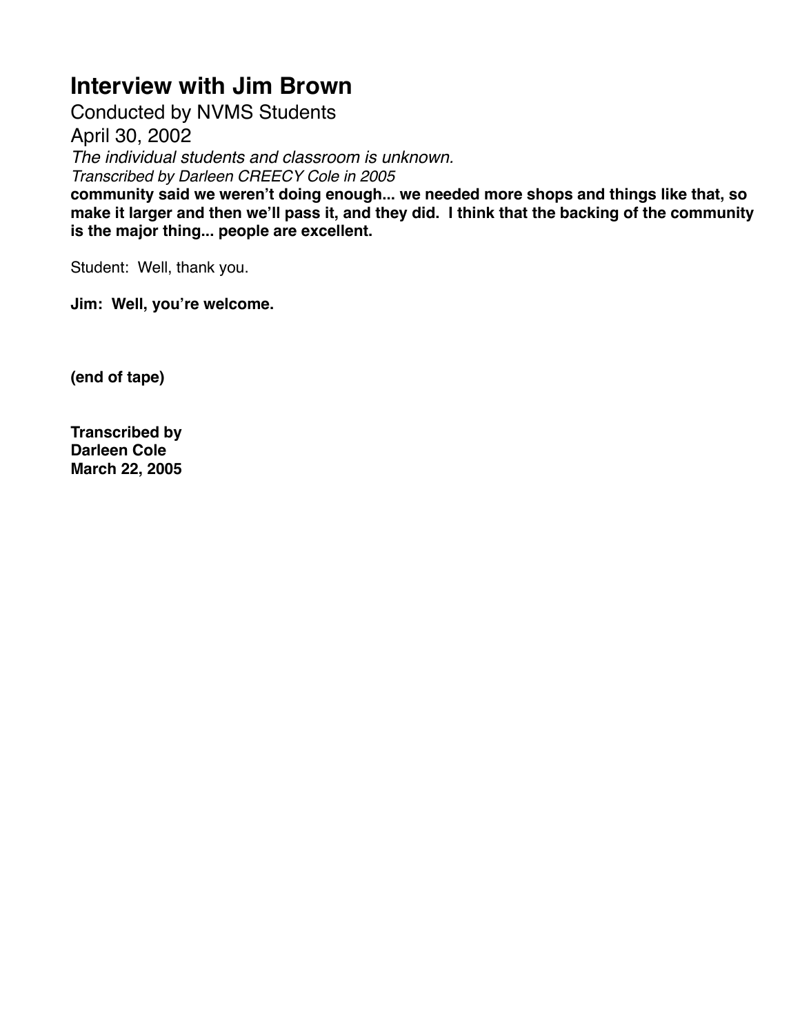# Interview with Jim Brown

Conducted by NVMS Students

April 30, 2002

*The individual students and classroom is unknown.*

*Transcribed by Darleen CREECY Cole in 2005*

**community said we weren't doing enough... we needed more shops and things like that, so make it larger and then we'll pass it, and they did. I think that the backing of the community is the major thing... people are excellent.**

Student: Well, thank you.

**Jim: Well, you're welcome.**

**(end of tape)**

**Transcribed by**
**Darleen Cole**
**March 22, 2005**